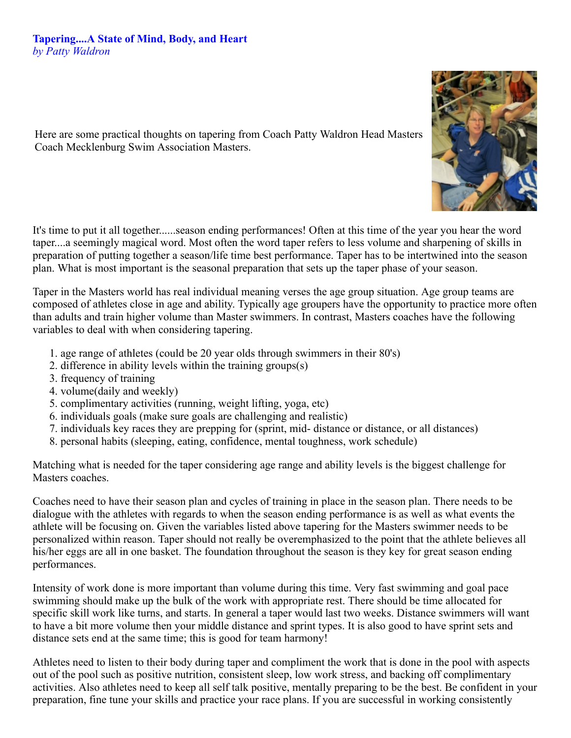**Tapering....A State of Mind, Body, and Heart**
*by Patty Waldron*

Here are some practical thoughts on tapering from Coach Patty Waldron Head Masters Coach Mecklenburg Swim Association Masters.

It's time to put it all together......season ending performances! Often at this time of the year you hear the word taper....a seemingly magical word. Most often the word taper refers to less volume and sharpening of skills in preparation of putting together a season/life time best performance. Taper has to be intertwined into the season plan. What is most important is the seasonal preparation that sets up the taper phase of your season.

Taper in the Masters world has real individual meaning verses the age group situation. Age group teams are composed of athletes close in age and ability. Typically age groupers have the opportunity to practice more often than adults and train higher volume than Master swimmers. In contrast, Masters coaches have the following variables to deal with when considering tapering.

1. age range of athletes (could be 20 year olds through swimmers in their 80's)
2. difference in ability levels within the training groups(s)
3. frequency of training
4. volume(daily and weekly)
5. complimentary activities (running, weight lifting, yoga, etc)
6. individuals goals (make sure goals are challenging and realistic)
7. individuals key races they are prepping for (sprint, mid- distance or distance, or all distances)
8. personal habits (sleeping, eating, confidence, mental toughness, work schedule)

Matching what is needed for the taper considering age range and ability levels is the biggest challenge for Masters coaches.

Coaches need to have their season plan and cycles of training in place in the season plan. There needs to be dialogue with the athletes with regards to when the season ending performance is as well as what events the athlete will be focusing on. Given the variables listed above tapering for the Masters swimmer needs to be personalized within reason. Taper should not really be overemphasized to the point that the athlete believes all his/her eggs are all in one basket. The foundation throughout the season is they key for great season ending performances.

Intensity of work done is more important than volume during this time. Very fast swimming and goal pace swimming should make up the bulk of the work with appropriate rest. There should be time allocated for specific skill work like turns, and starts. In general a taper would last two weeks. Distance swimmers will want to have a bit more volume then your middle distance and sprint types. It is also good to have sprint sets and distance sets end at the same time; this is good for team harmony!

Athletes need to listen to their body during taper and compliment the work that is done in the pool with aspects out of the pool such as positive nutrition, consistent sleep, low work stress, and backing off complimentary activities. Also athletes need to keep all self talk positive, mentally preparing to be the best. Be confident in your preparation, fine tune your skills and practice your race plans. If you are successful in working consistently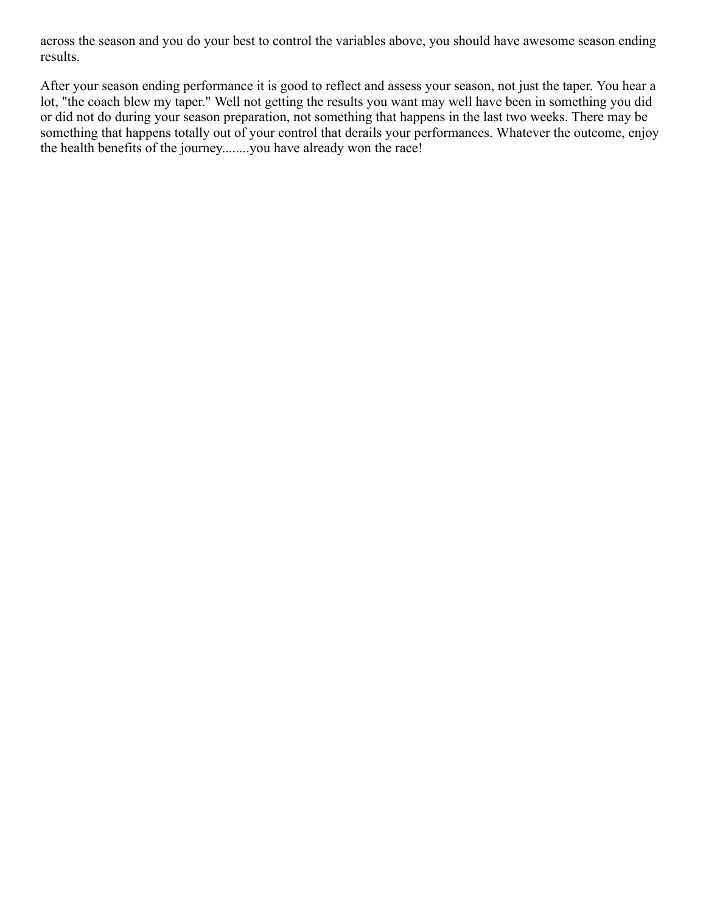across the season and you do your best to control the variables above, you should have awesome season ending results.

After your season ending performance it is good to reflect and assess your season, not just the taper. You hear a lot, "the coach blew my taper." Well not getting the results you want may well have been in something you did or did not do during your season preparation, not something that happens in the last two weeks. There may be something that happens totally out of your control that derails your performances. Whatever the outcome, enjoy the health benefits of the journey........you have already won the race!